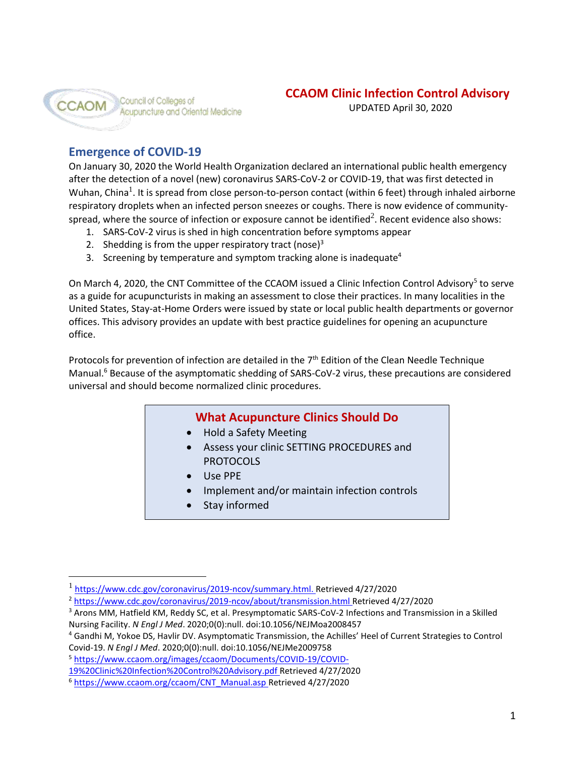Council of Colleges of Acupuncture and Oriental Medicine

# CCAOM Clinic Infection Control Advisory

UPDATED April 30, 2020

## Emergence of COVID-19

On January 30, 2020 the World Health Organization declared an international public health emergency after the detection of a novel (new) coronavirus SARS-CoV-2 or COVID-19, that was first detected in Wuhan, China[1]. It is spread from close person-to-person contact (within 6 feet) through inhaled airborne respiratory droplets when an infected person sneezes or coughs. There is now evidence of community-spread, where the source of infection or exposure cannot be identified[2]. Recent evidence also shows:

1. SARS-CoV-2 virus is shed in high concentration before symptoms appear
2. Shedding is from the upper respiratory tract (nose)[3]
3. Screening by temperature and symptom tracking alone is inadequate[4]

On March 4, 2020, the CNT Committee of the CCAOM issued a Clinic Infection Control Advisory[5] to serve as a guide for acupuncturists in making an assessment to close their practices. In many localities in the United States, Stay-at-Home Orders were issued by state or local public health departments or governor offices. This advisory provides an update with best practice guidelines for opening an acupuncture office.

Protocols for prevention of infection are detailed in the 7th Edition of the Clean Needle Technique Manual.[6] Because of the asymptomatic shedding of SARS-CoV-2 virus, these precautions are considered universal and should become normalized clinic procedures.

### What Acupuncture Clinics Should Do

- Hold a Safety Meeting
- Assess your clinic SETTING PROCEDURES and PROTOCOLS
- Use PPE
- Implement and/or maintain infection controls
- Stay informed

---

[1] https://www.cdc.gov/coronavirus/2019-ncov/summary.html. Retrieved 4/27/2020

[2] https://www.cdc.gov/coronavirus/2019-ncov/about/transmission.html Retrieved 4/27/2020

[3] Arons MM, Hatfield KM, Reddy SC, et al. Presymptomatic SARS-CoV-2 Infections and Transmission in a Skilled Nursing Facility. *N Engl J Med*. 2020;0(0):null. doi:10.1056/NEJMoa2008457

[4] Gandhi M, Yokoe DS, Havlir DV. Asymptomatic Transmission, the Achilles' Heel of Current Strategies to Control Covid-19. *N Engl J Med*. 2020;0(0):null. doi:10.1056/NEJMe2009758

[5] https://www.ccaom.org/images/ccaom/Documents/COVID-19/COVID-19%20Clinic%20Infection%20Control%20Advisory.pdf Retrieved 4/27/2020

[6] https://www.ccaom.org/ccaom/CNT_Manual.asp Retrieved 4/27/2020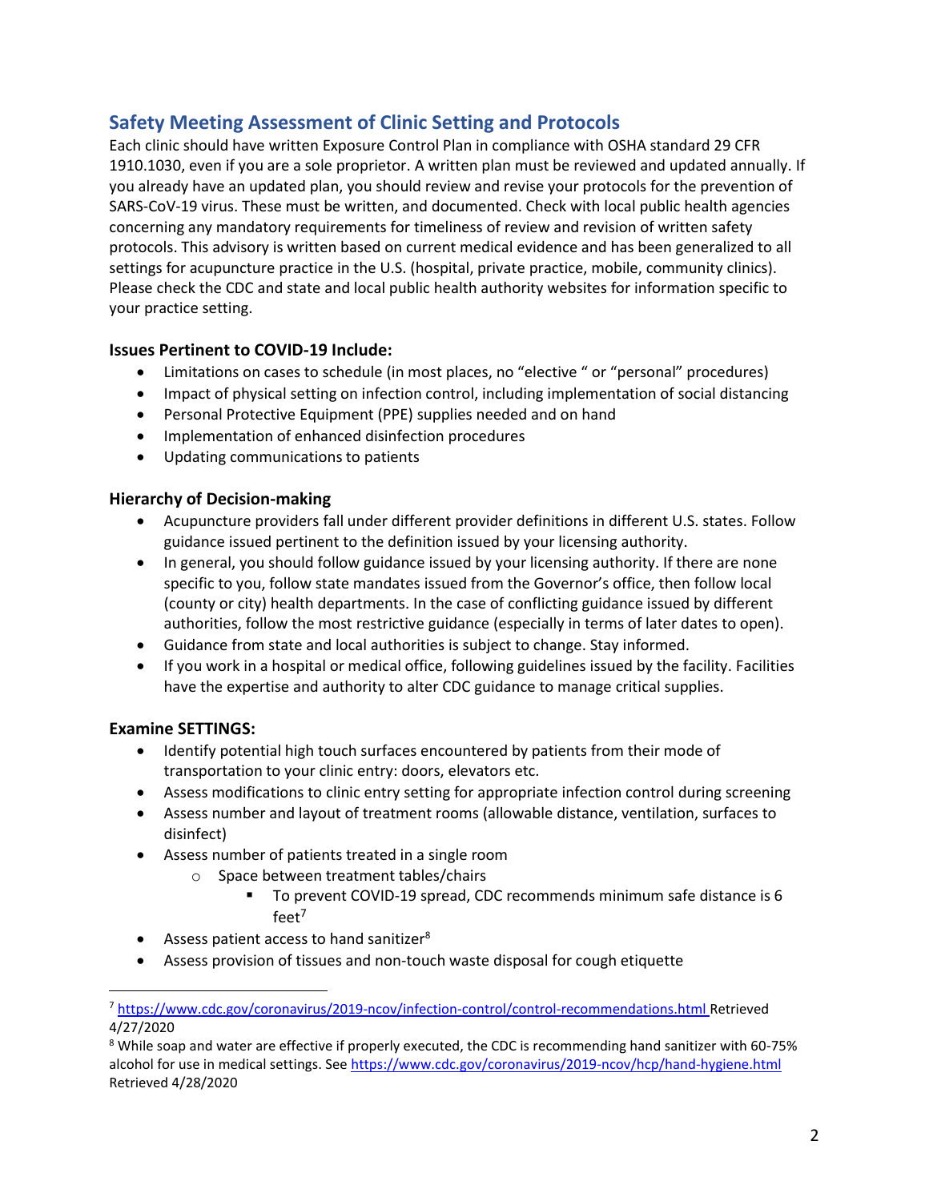## Safety Meeting Assessment of Clinic Setting and Protocols

Each clinic should have written Exposure Control Plan in compliance with OSHA standard 29 CFR 1910.1030, even if you are a sole proprietor. A written plan must be reviewed and updated annually. If you already have an updated plan, you should review and revise your protocols for the prevention of SARS-CoV-19 virus. These must be written, and documented. Check with local public health agencies concerning any mandatory requirements for timeliness of review and revision of written safety protocols. This advisory is written based on current medical evidence and has been generalized to all settings for acupuncture practice in the U.S. (hospital, private practice, mobile, community clinics). Please check the CDC and state and local public health authority websites for information specific to your practice setting.

### Issues Pertinent to COVID-19 Include:

- Limitations on cases to schedule (in most places, no "elective " or "personal" procedures)
- Impact of physical setting on infection control, including implementation of social distancing
- Personal Protective Equipment (PPE) supplies needed and on hand
- Implementation of enhanced disinfection procedures
- Updating communications to patients

### Hierarchy of Decision-making

- Acupuncture providers fall under different provider definitions in different U.S. states. Follow guidance issued pertinent to the definition issued by your licensing authority.
- In general, you should follow guidance issued by your licensing authority. If there are none specific to you, follow state mandates issued from the Governor's office, then follow local (county or city) health departments. In the case of conflicting guidance issued by different authorities, follow the most restrictive guidance (especially in terms of later dates to open).
- Guidance from state and local authorities is subject to change. Stay informed.
- If you work in a hospital or medical office, following guidelines issued by the facility. Facilities have the expertise and authority to alter CDC guidance to manage critical supplies.

### Examine SETTINGS:

- Identify potential high touch surfaces encountered by patients from their mode of transportation to your clinic entry: doors, elevators etc.
- Assess modifications to clinic entry setting for appropriate infection control during screening
- Assess number and layout of treatment rooms (allowable distance, ventilation, surfaces to disinfect)
- Assess number of patients treated in a single room
  - Space between treatment tables/chairs
    - To prevent COVID-19 spread, CDC recommends minimum safe distance is 6 feet[7]
- Assess patient access to hand sanitizer[8]
- Assess provision of tissues and non-touch waste disposal for cough etiquette

---

[7] https://www.cdc.gov/coronavirus/2019-ncov/infection-control/control-recommendations.html Retrieved 4/27/2020

[8] While soap and water are effective if properly executed, the CDC is recommending hand sanitizer with 60-75% alcohol for use in medical settings. See https://www.cdc.gov/coronavirus/2019-ncov/hcp/hand-hygiene.html Retrieved 4/28/2020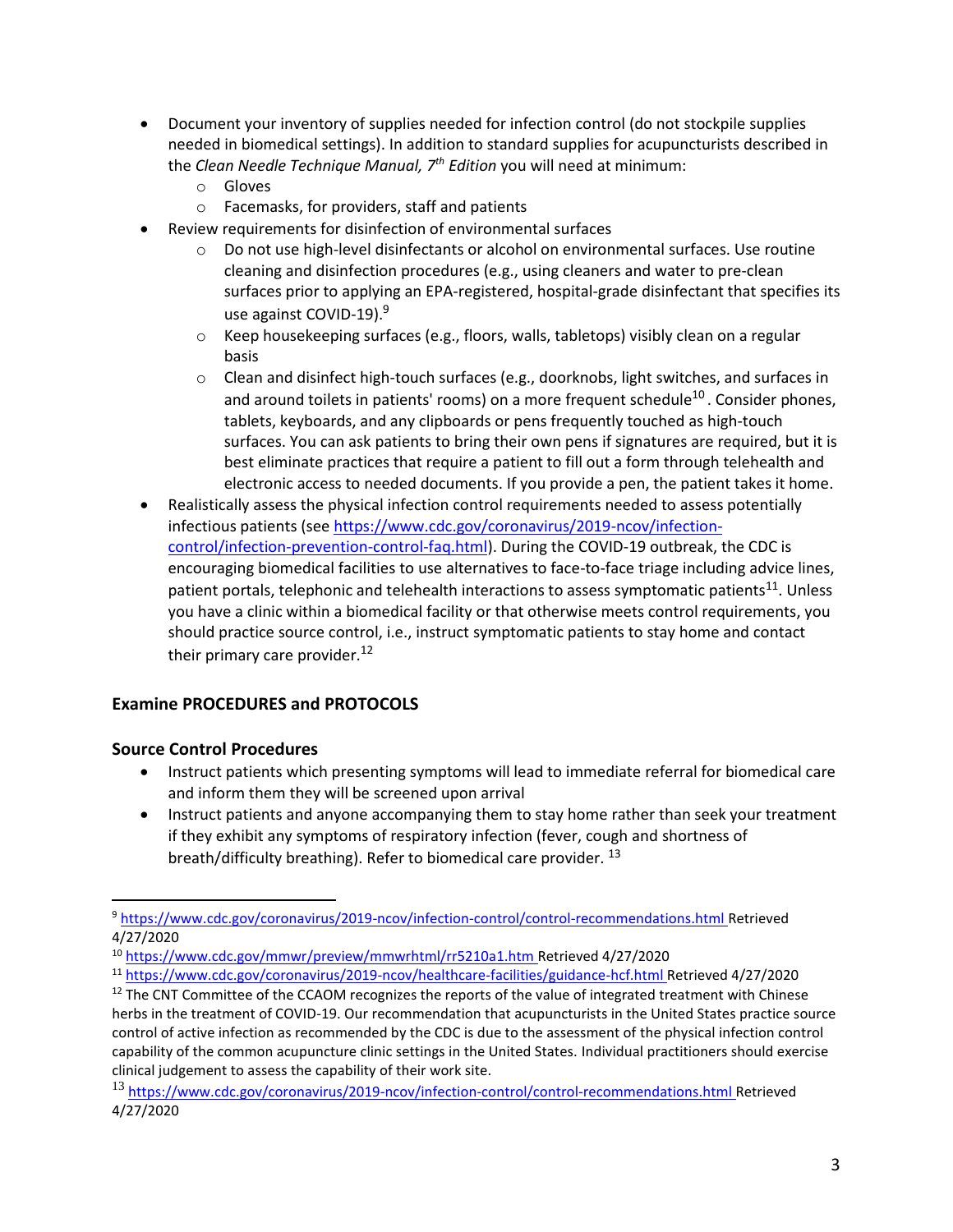- Document your inventory of supplies needed for infection control (do not stockpile supplies needed in biomedical settings). In addition to standard supplies for acupuncturists described in the *Clean Needle Technique Manual, 7th Edition* you will need at minimum:
    - Gloves
    - Facemasks, for providers, staff and patients
- Review requirements for disinfection of environmental surfaces
    - Do not use high-level disinfectants or alcohol on environmental surfaces. Use routine cleaning and disinfection procedures (e.g., using cleaners and water to pre-clean surfaces prior to applying an EPA-registered, hospital-grade disinfectant that specifies its use against COVID-19).[9]
    - Keep housekeeping surfaces (e.g., floors, walls, tabletops) visibly clean on a regular basis
    - Clean and disinfect high-touch surfaces (e.g., doorknobs, light switches, and surfaces in and around toilets in patients' rooms) on a more frequent schedule[10]. Consider phones, tablets, keyboards, and any clipboards or pens frequently touched as high-touch surfaces. You can ask patients to bring their own pens if signatures are required, but it is best eliminate practices that require a patient to fill out a form through telehealth and electronic access to needed documents. If you provide a pen, the patient takes it home.
- Realistically assess the physical infection control requirements needed to assess potentially infectious patients (see https://www.cdc.gov/coronavirus/2019-ncov/infection-control/infection-prevention-control-faq.html). During the COVID-19 outbreak, the CDC is encouraging biomedical facilities to use alternatives to face-to-face triage including advice lines, patient portals, telephonic and telehealth interactions to assess symptomatic patients[11]. Unless you have a clinic within a biomedical facility or that otherwise meets control requirements, you should practice source control, i.e., instruct symptomatic patients to stay home and contact their primary care provider.[12]

## Examine PROCEDURES and PROTOCOLS

### Source Control Procedures

- Instruct patients which presenting symptoms will lead to immediate referral for biomedical care and inform them they will be screened upon arrival
- Instruct patients and anyone accompanying them to stay home rather than seek your treatment if they exhibit any symptoms of respiratory infection (fever, cough and shortness of breath/difficulty breathing). Refer to biomedical care provider. [13]

---

[9] https://www.cdc.gov/coronavirus/2019-ncov/infection-control/control-recommendations.html Retrieved 4/27/2020

[10] https://www.cdc.gov/mmwr/preview/mmwrhtml/rr5210a1.htm Retrieved 4/27/2020

[11] https://www.cdc.gov/coronavirus/2019-ncov/healthcare-facilities/guidance-hcf.html Retrieved 4/27/2020

[12] The CNT Committee of the CCAOM recognizes the reports of the value of integrated treatment with Chinese herbs in the treatment of COVID-19. Our recommendation that acupuncturists in the United States practice source control of active infection as recommended by the CDC is due to the assessment of the physical infection control capability of the common acupuncture clinic settings in the United States. Individual practitioners should exercise clinical judgement to assess the capability of their work site.

[13] https://www.cdc.gov/coronavirus/2019-ncov/infection-control/control-recommendations.html Retrieved 4/27/2020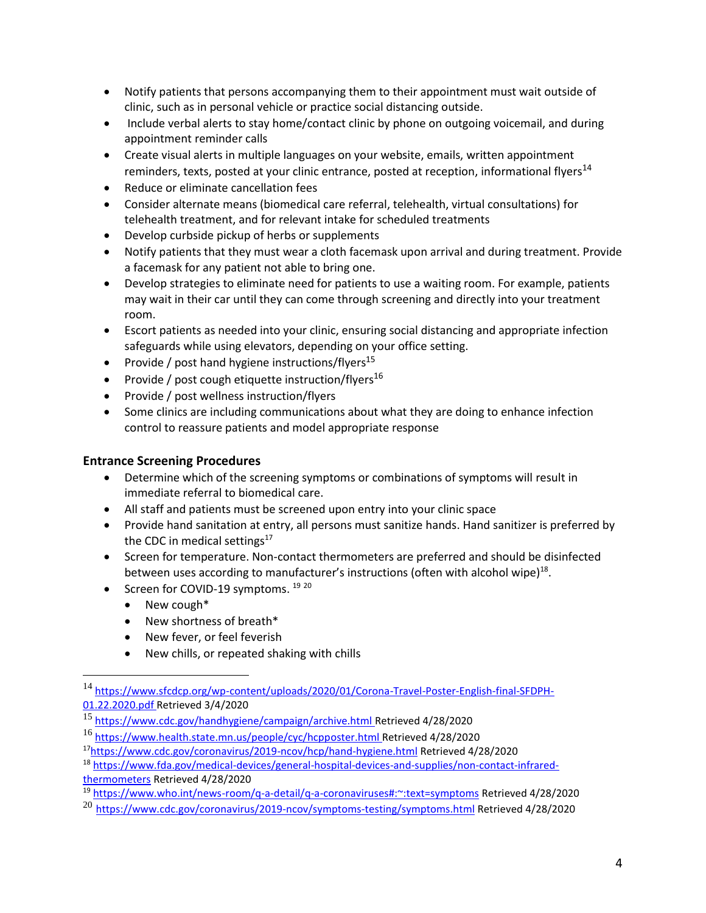- Notify patients that persons accompanying them to their appointment must wait outside of clinic, such as in personal vehicle or practice social distancing outside.
- Include verbal alerts to stay home/contact clinic by phone on outgoing voicemail, and during appointment reminder calls
- Create visual alerts in multiple languages on your website, emails, written appointment reminders, texts, posted at your clinic entrance, posted at reception, informational flyers[14]
- Reduce or eliminate cancellation fees
- Consider alternate means (biomedical care referral, telehealth, virtual consultations) for telehealth treatment, and for relevant intake for scheduled treatments
- Develop curbside pickup of herbs or supplements
- Notify patients that they must wear a cloth facemask upon arrival and during treatment. Provide a facemask for any patient not able to bring one.
- Develop strategies to eliminate need for patients to use a waiting room. For example, patients may wait in their car until they can come through screening and directly into your treatment room.
- Escort patients as needed into your clinic, ensuring social distancing and appropriate infection safeguards while using elevators, depending on your office setting.
- Provide / post hand hygiene instructions/flyers[15]
- Provide / post cough etiquette instruction/flyers[16]
- Provide / post wellness instruction/flyers
- Some clinics are including communications about what they are doing to enhance infection control to reassure patients and model appropriate response

### Entrance Screening Procedures

- Determine which of the screening symptoms or combinations of symptoms will result in immediate referral to biomedical care.
- All staff and patients must be screened upon entry into your clinic space
- Provide hand sanitation at entry, all persons must sanitize hands. Hand sanitizer is preferred by the CDC in medical settings[17]
- Screen for temperature. Non-contact thermometers are preferred and should be disinfected between uses according to manufacturer's instructions (often with alcohol wipe)[18].
- Screen for COVID-19 symptoms. [19] [20]
  - New cough*
  - New shortness of breath*
  - New fever, or feel feverish
  - New chills, or repeated shaking with chills

---

[14] https://www.sfcdcp.org/wp-content/uploads/2020/01/Corona-Travel-Poster-English-final-SFDPH-01.22.2020.pdf Retrieved 3/4/2020

[15] https://www.cdc.gov/handhygiene/campaign/archive.html Retrieved 4/28/2020

[16] https://www.health.state.mn.us/people/cyc/hcpposter.html Retrieved 4/28/2020

[17] https://www.cdc.gov/coronavirus/2019-ncov/hcp/hand-hygiene.html Retrieved 4/28/2020

[18] https://www.fda.gov/medical-devices/general-hospital-devices-and-supplies/non-contact-infrared-thermometers Retrieved 4/28/2020

[19] https://www.who.int/news-room/q-a-detail/q-a-coronaviruses#:~:text=symptoms Retrieved 4/28/2020

[20] https://www.cdc.gov/coronavirus/2019-ncov/symptoms-testing/symptoms.html Retrieved 4/28/2020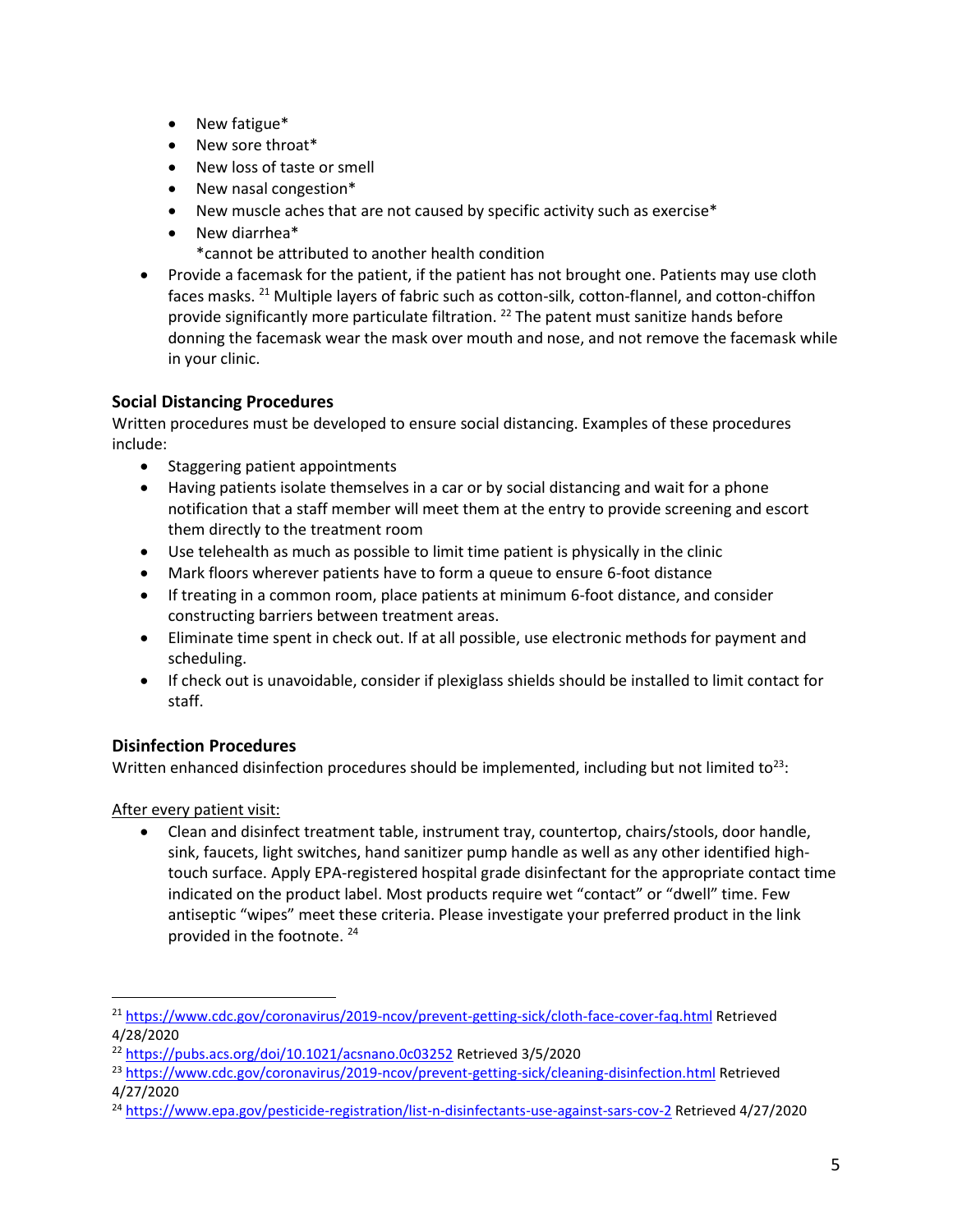- New fatigue*
  - New sore throat*
  - New loss of taste or smell
  - New nasal congestion*
  - New muscle aches that are not caused by specific activity such as exercise*
  - New diarrhea*

  *cannot be attributed to another health condition

- Provide a facemask for the patient, if the patient has not brought one. Patients may use cloth faces masks. [21] Multiple layers of fabric such as cotton-silk, cotton-flannel, and cotton-chiffon provide significantly more particulate filtration. [22] The patent must sanitize hands before donning the facemask wear the mask over mouth and nose, and not remove the facemask while in your clinic.

### Social Distancing Procedures

Written procedures must be developed to ensure social distancing. Examples of these procedures include:

- Staggering patient appointments
- Having patients isolate themselves in a car or by social distancing and wait for a phone notification that a staff member will meet them at the entry to provide screening and escort them directly to the treatment room
- Use telehealth as much as possible to limit time patient is physically in the clinic
- Mark floors wherever patients have to form a queue to ensure 6-foot distance
- If treating in a common room, place patients at minimum 6-foot distance, and consider constructing barriers between treatment areas.
- Eliminate time spent in check out. If at all possible, use electronic methods for payment and scheduling.
- If check out is unavoidable, consider if plexiglass shields should be installed to limit contact for staff.

### Disinfection Procedures

Written enhanced disinfection procedures should be implemented, including but not limited to[23]:

<u>After every patient visit:</u>

- Clean and disinfect treatment table, instrument tray, countertop, chairs/stools, door handle, sink, faucets, light switches, hand sanitizer pump handle as well as any other identified high-touch surface. Apply EPA-registered hospital grade disinfectant for the appropriate contact time indicated on the product label. Most products require wet "contact" or "dwell" time. Few antiseptic "wipes" meet these criteria. Please investigate your preferred product in the link provided in the footnote. [24]

---

[21] https://www.cdc.gov/coronavirus/2019-ncov/prevent-getting-sick/cloth-face-cover-faq.html Retrieved 4/28/2020

[22] https://pubs.acs.org/doi/10.1021/acsnano.0c03252 Retrieved 3/5/2020

[23] https://www.cdc.gov/coronavirus/2019-ncov/prevent-getting-sick/cleaning-disinfection.html Retrieved 4/27/2020

[24] https://www.epa.gov/pesticide-registration/list-n-disinfectants-use-against-sars-cov-2 Retrieved 4/27/2020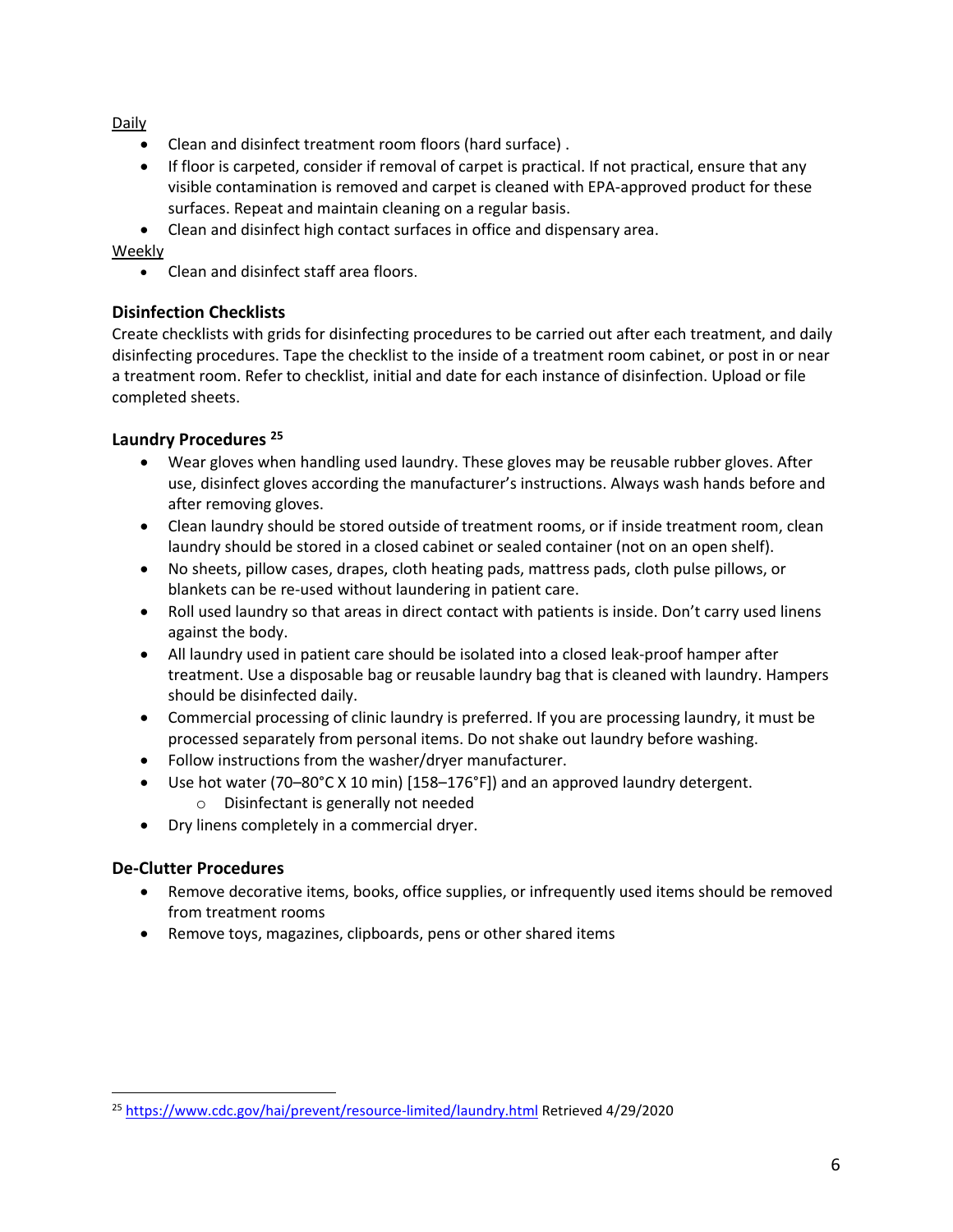Daily

- Clean and disinfect treatment room floors (hard surface) .
- If floor is carpeted, consider if removal of carpet is practical. If not practical, ensure that any visible contamination is removed and carpet is cleaned with EPA-approved product for these surfaces. Repeat and maintain cleaning on a regular basis.
- Clean and disinfect high contact surfaces in office and dispensary area.

Weekly

- Clean and disinfect staff area floors.

### Disinfection Checklists

Create checklists with grids for disinfecting procedures to be carried out after each treatment, and daily disinfecting procedures. Tape the checklist to the inside of a treatment room cabinet, or post in or near a treatment room. Refer to checklist, initial and date for each instance of disinfection. Upload or file completed sheets.

### Laundry Procedures [25]

- Wear gloves when handling used laundry. These gloves may be reusable rubber gloves. After use, disinfect gloves according the manufacturer's instructions. Always wash hands before and after removing gloves.
- Clean laundry should be stored outside of treatment rooms, or if inside treatment room, clean laundry should be stored in a closed cabinet or sealed container (not on an open shelf).
- No sheets, pillow cases, drapes, cloth heating pads, mattress pads, cloth pulse pillows, or blankets can be re-used without laundering in patient care.
- Roll used laundry so that areas in direct contact with patients is inside. Don't carry used linens against the body.
- All laundry used in patient care should be isolated into a closed leak-proof hamper after treatment. Use a disposable bag or reusable laundry bag that is cleaned with laundry. Hampers should be disinfected daily.
- Commercial processing of clinic laundry is preferred. If you are processing laundry, it must be processed separately from personal items. Do not shake out laundry before washing.
- Follow instructions from the washer/dryer manufacturer.
- Use hot water (70–80°C X 10 min) [158–176°F]) and an approved laundry detergent.
  - Disinfectant is generally not needed
- Dry linens completely in a commercial dryer.

### De-Clutter Procedures

- Remove decorative items, books, office supplies, or infrequently used items should be removed from treatment rooms
- Remove toys, magazines, clipboards, pens or other shared items

---

[25] https://www.cdc.gov/hai/prevent/resource-limited/laundry.html Retrieved 4/29/2020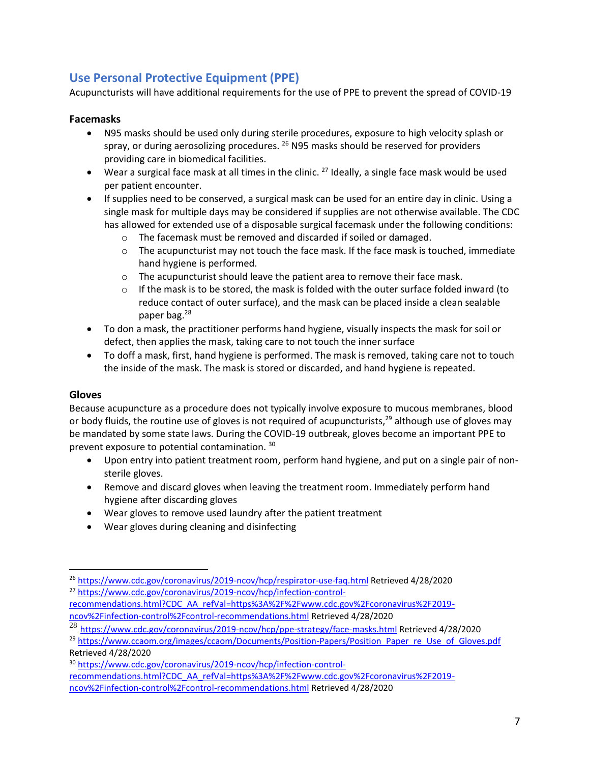## Use Personal Protective Equipment (PPE)

Acupuncturists will have additional requirements for the use of PPE to prevent the spread of COVID-19

### Facemasks

- N95 masks should be used only during sterile procedures, exposure to high velocity splash or spray, or during aerosolizing procedures. [26] N95 masks should be reserved for providers providing care in biomedical facilities.
- Wear a surgical face mask at all times in the clinic. [27] Ideally, a single face mask would be used per patient encounter.
- If supplies need to be conserved, a surgical mask can be used for an entire day in clinic. Using a single mask for multiple days may be considered if supplies are not otherwise available. The CDC has allowed for extended use of a disposable surgical facemask under the following conditions:
  - The facemask must be removed and discarded if soiled or damaged.
  - The acupuncturist may not touch the face mask. If the face mask is touched, immediate hand hygiene is performed.
  - The acupuncturist should leave the patient area to remove their face mask.
  - If the mask is to be stored, the mask is folded with the outer surface folded inward (to reduce contact of outer surface), and the mask can be placed inside a clean sealable paper bag.[28]
- To don a mask, the practitioner performs hand hygiene, visually inspects the mask for soil or defect, then applies the mask, taking care to not touch the inner surface
- To doff a mask, first, hand hygiene is performed. The mask is removed, taking care not to touch the inside of the mask. The mask is stored or discarded, and hand hygiene is repeated.

### Gloves

Because acupuncture as a procedure does not typically involve exposure to mucous membranes, blood or body fluids, the routine use of gloves is not required of acupuncturists,[29] although use of gloves may be mandated by some state laws. During the COVID-19 outbreak, gloves become an important PPE to prevent exposure to potential contamination. [30]

- Upon entry into patient treatment room, perform hand hygiene, and put on a single pair of non-sterile gloves.
- Remove and discard gloves when leaving the treatment room. Immediately perform hand hygiene after discarding gloves
- Wear gloves to remove used laundry after the patient treatment
- Wear gloves during cleaning and disinfecting

---

[26] https://www.cdc.gov/coronavirus/2019-ncov/hcp/respirator-use-faq.html Retrieved 4/28/2020

[27] https://www.cdc.gov/coronavirus/2019-ncov/hcp/infection-control-recommendations.html?CDC_AA_refVal=https%3A%2F%2Fwww.cdc.gov%2Fcoronavirus%2F2019-ncov%2Finfection-control%2Fcontrol-recommendations.html Retrieved 4/28/2020

[28] https://www.cdc.gov/coronavirus/2019-ncov/hcp/ppe-strategy/face-masks.html Retrieved 4/28/2020

[29] https://www.ccaom.org/images/ccaom/Documents/Position-Papers/Position_Paper_re_Use_of_Gloves.pdf Retrieved 4/28/2020

[30] https://www.cdc.gov/coronavirus/2019-ncov/hcp/infection-control-recommendations.html?CDC_AA_refVal=https%3A%2F%2Fwww.cdc.gov%2Fcoronavirus%2F2019-ncov%2Finfection-control%2Fcontrol-recommendations.html Retrieved 4/28/2020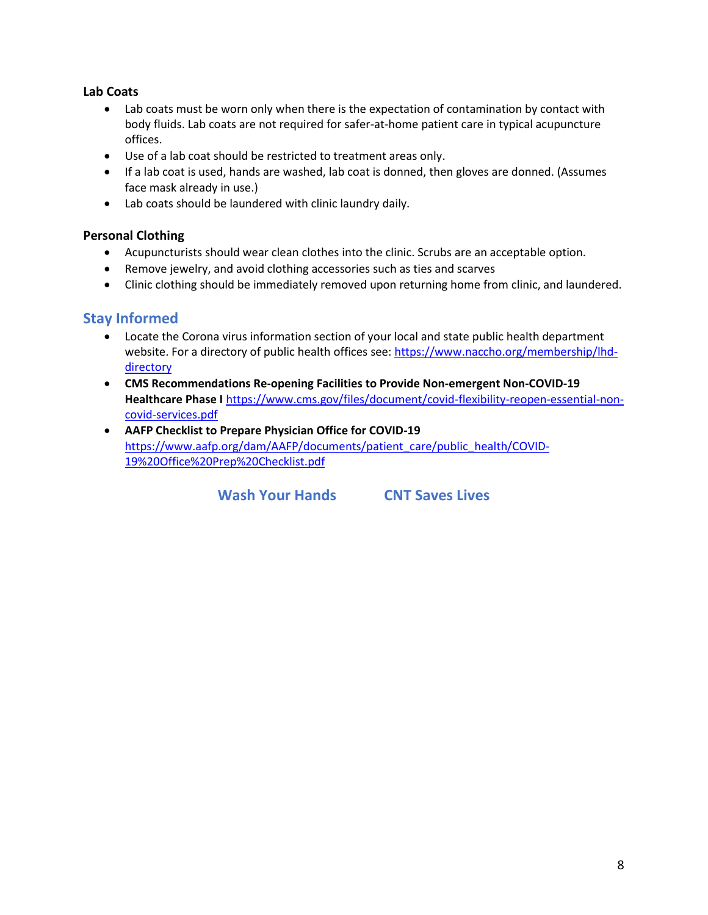**Lab Coats**

- Lab coats must be worn only when there is the expectation of contamination by contact with body fluids. Lab coats are not required for safer-at-home patient care in typical acupuncture offices.
- Use of a lab coat should be restricted to treatment areas only.
- If a lab coat is used, hands are washed, lab coat is donned, then gloves are donned. (Assumes face mask already in use.)
- Lab coats should be laundered with clinic laundry daily.

**Personal Clothing**

- Acupuncturists should wear clean clothes into the clinic. Scrubs are an acceptable option.
- Remove jewelry, and avoid clothing accessories such as ties and scarves
- Clinic clothing should be immediately removed upon returning home from clinic, and laundered.

## Stay Informed

- Locate the Corona virus information section of your local and state public health department website. For a directory of public health offices see: https://www.naccho.org/membership/lhd-directory
- **CMS Recommendations Re-opening Facilities to Provide Non-emergent Non-COVID-19 Healthcare Phase I** https://www.cms.gov/files/document/covid-flexibility-reopen-essential-non-covid-services.pdf
- **AAFP Checklist to Prepare Physician Office for COVID-19** https://www.aafp.org/dam/AAFP/documents/patient_care/public_health/COVID-19%20Office%20Prep%20Checklist.pdf

**Wash Your Hands** **CNT Saves Lives**